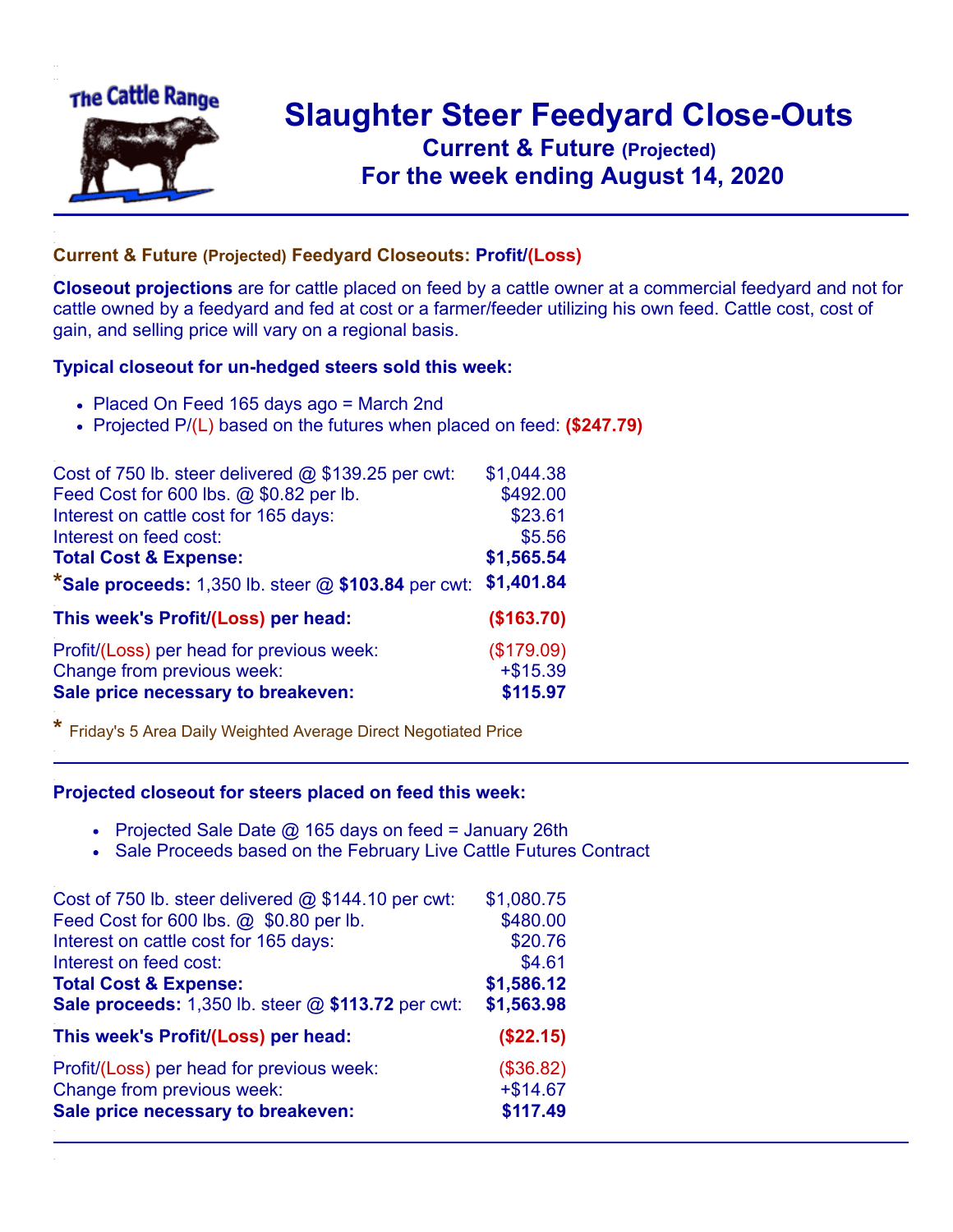# Slaughter Steer Feedyard Close-Outs

## Current & Future (Projected)

## For the week ending August 14, 2020

### Current & Future (Projected) Feedyard Closeouts: Profit/(Loss)

**Closeout projections** are for cattle placed on feed by a cattle owner at a commercial feedyard and not for cattle owned by a feedyard and fed at cost or a farmer/feeder utilizing his own feed. Cattle cost, cost of gain, and selling price will vary on a regional basis.

### Typical closeout for un-hedged steers sold this week:

- Placed On Feed 165 days ago = March 2nd
- Projected P/(L) based on the futures when placed on feed: **($247.79)**

| | |
|---|---|
| Cost of 750 lb. steer delivered @ $139.25 per cwt: | $1,044.38 |
| Feed Cost for 600 lbs. @ $0.82 per lb. | $492.00 |
| Interest on cattle cost for 165 days: | $23.61 |
| Interest on feed cost: | $5.56 |
| **Total Cost & Expense:** | **$1,565.54** |
| ***Sale proceeds:** 1,350 lb. steer @ **$103.84** per cwt: | **$1,401.84** |
| **This week's Profit/(Loss) per head:** | **($163.70)** |
| Profit/(Loss) per head for previous week: | ($179.09) |
| Change from previous week: | +$15.39 |
| **Sale price necessary to breakeven:** | **$115.97** |

\* Friday's 5 Area Daily Weighted Average Direct Negotiated Price

### Projected closeout for steers placed on feed this week:

- Projected Sale Date @ 165 days on feed = January 26th
- Sale Proceeds based on the February Live Cattle Futures Contract

| | |
|---|---|
| Cost of 750 lb. steer delivered @ $144.10 per cwt: | $1,080.75 |
| Feed Cost for 600 lbs. @ $0.80 per lb. | $480.00 |
| Interest on cattle cost for 165 days: | $20.76 |
| Interest on feed cost: | $4.61 |
| **Total Cost & Expense:** | **$1,586.12** |
| **Sale proceeds:** 1,350 lb. steer @ **$113.72** per cwt: | **$1,563.98** |
| **This week's Profit/(Loss) per head:** | **($22.15)** |
| Profit/(Loss) per head for previous week: | ($36.82) |
| Change from previous week: | +$14.67 |
| **Sale price necessary to breakeven:** | **$117.49** |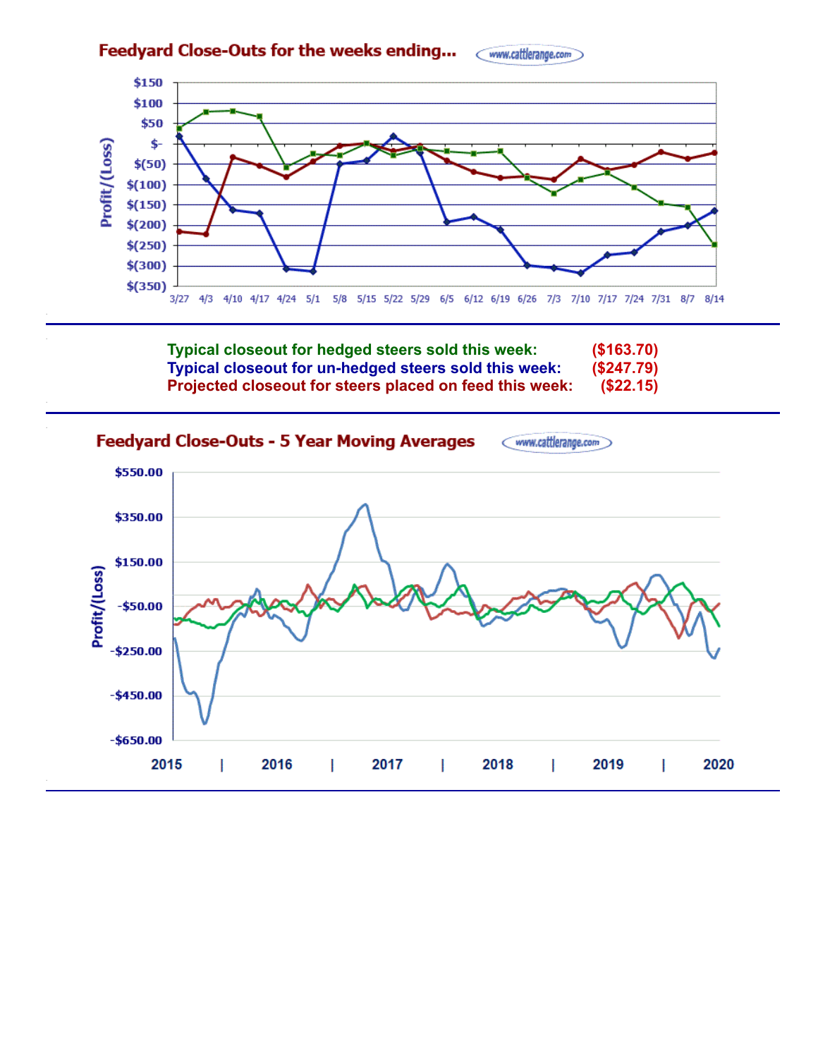## Feedyard Close-Outs for the weeks ending...

www.cattlerange.com

Profit/(Loss)

$150
$100
$50
$-
$(50)
$(100)
$(150)
$(200)
$(250)
$(300)
$(350)

3/27 4/3 4/10 4/17 4/24 5/1 5/8 5/15 5/22 5/29 6/5 6/12 6/19 6/26 7/3 7/10 7/17 7/24 7/31 8/7 8/14

Typical closeout for hedged steers sold this week: ($163.70)

Typical closeout for un-hedged steers sold this week: ($247.79)

Projected closeout for steers placed on feed this week: ($22.15)

## Feedyard Close-Outs - 5 Year Moving Averages

www.cattlerange.com

Profit/(Loss)

$550.00
$350.00
$150.00
-$50.00
-$250.00
-$450.00
-$650.00

2015 | 2016 | 2017 | 2018 | 2019 | 2020